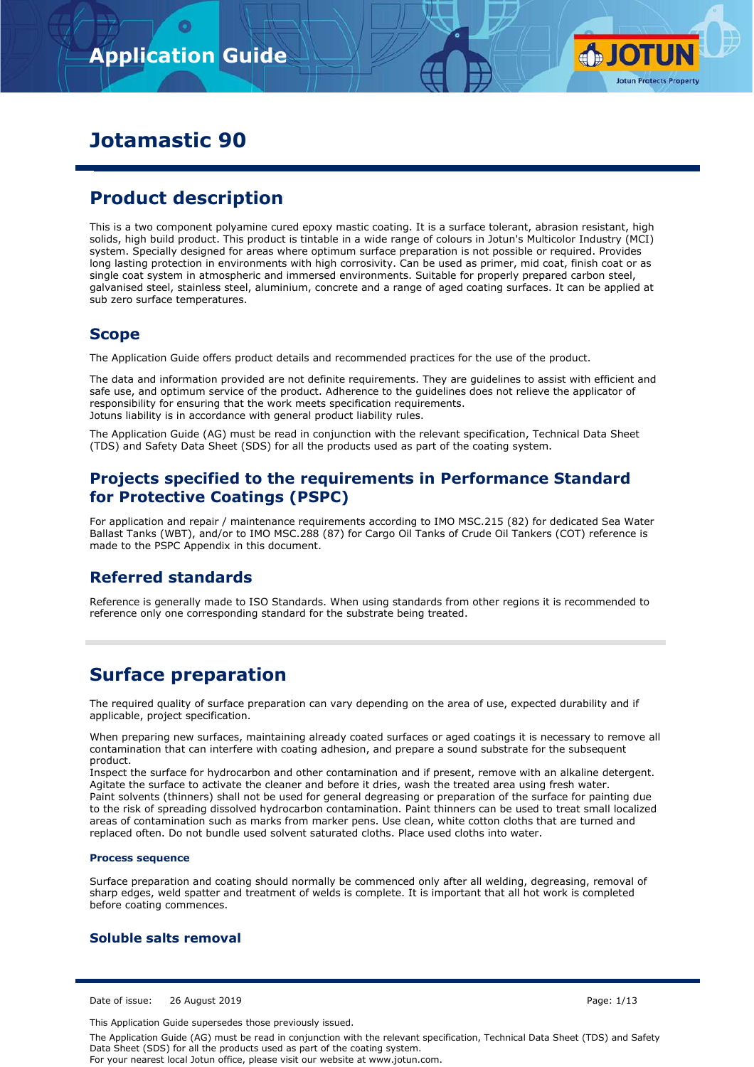# Application Guide

# Jotamastic 90

## Product description

This is a two component polyamine cured epoxy mastic coating. It is a surface tolerant, abrasion resistant, high solids, high build product. This product is tintable in a wide range of colours in Jotun's Multicolor Industry (MCI) system. Specially designed for areas where optimum surface preparation is not possible or required. Provides long lasting protection in environments with high corrosivity. Can be used as primer, mid coat, finish coat or as single coat system in atmospheric and immersed environments. Suitable for properly prepared carbon steel, galvanised steel, stainless steel, aluminium, concrete and a range of aged coating surfaces. It can be applied at sub zero surface temperatures.

### Scope

The Application Guide offers product details and recommended practices for the use of the product.

The data and information provided are not definite requirements. They are guidelines to assist with efficient and safe use, and optimum service of the product. Adherence to the guidelines does not relieve the applicator of responsibility for ensuring that the work meets specification requirements.
Jotuns liability is in accordance with general product liability rules.

The Application Guide (AG) must be read in conjunction with the relevant specification, Technical Data Sheet (TDS) and Safety Data Sheet (SDS) for all the products used as part of the coating system.

### Projects specified to the requirements in Performance Standard for Protective Coatings (PSPC)

For application and repair / maintenance requirements according to IMO MSC.215 (82) for dedicated Sea Water Ballast Tanks (WBT), and/or to IMO MSC.288 (87) for Cargo Oil Tanks of Crude Oil Tankers (COT) reference is made to the PSPC Appendix in this document.

### Referred standards

Reference is generally made to ISO Standards. When using standards from other regions it is recommended to reference only one corresponding standard for the substrate being treated.

## Surface preparation

The required quality of surface preparation can vary depending on the area of use, expected durability and if applicable, project specification.

When preparing new surfaces, maintaining already coated surfaces or aged coatings it is necessary to remove all contamination that can interfere with coating adhesion, and prepare a sound substrate for the subsequent product.
Inspect the surface for hydrocarbon and other contamination and if present, remove with an alkaline detergent. Agitate the surface to activate the cleaner and before it dries, wash the treated area using fresh water.
Paint solvents (thinners) shall not be used for general degreasing or preparation of the surface for painting due to the risk of spreading dissolved hydrocarbon contamination. Paint thinners can be used to treat small localized areas of contamination such as marks from marker pens. Use clean, white cotton cloths that are turned and replaced often. Do not bundle used solvent saturated cloths. Place used cloths into water.

#### Process sequence

Surface preparation and coating should normally be commenced only after all welding, degreasing, removal of sharp edges, weld spatter and treatment of welds is complete. It is important that all hot work is completed before coating commences.

### Soluble salts removal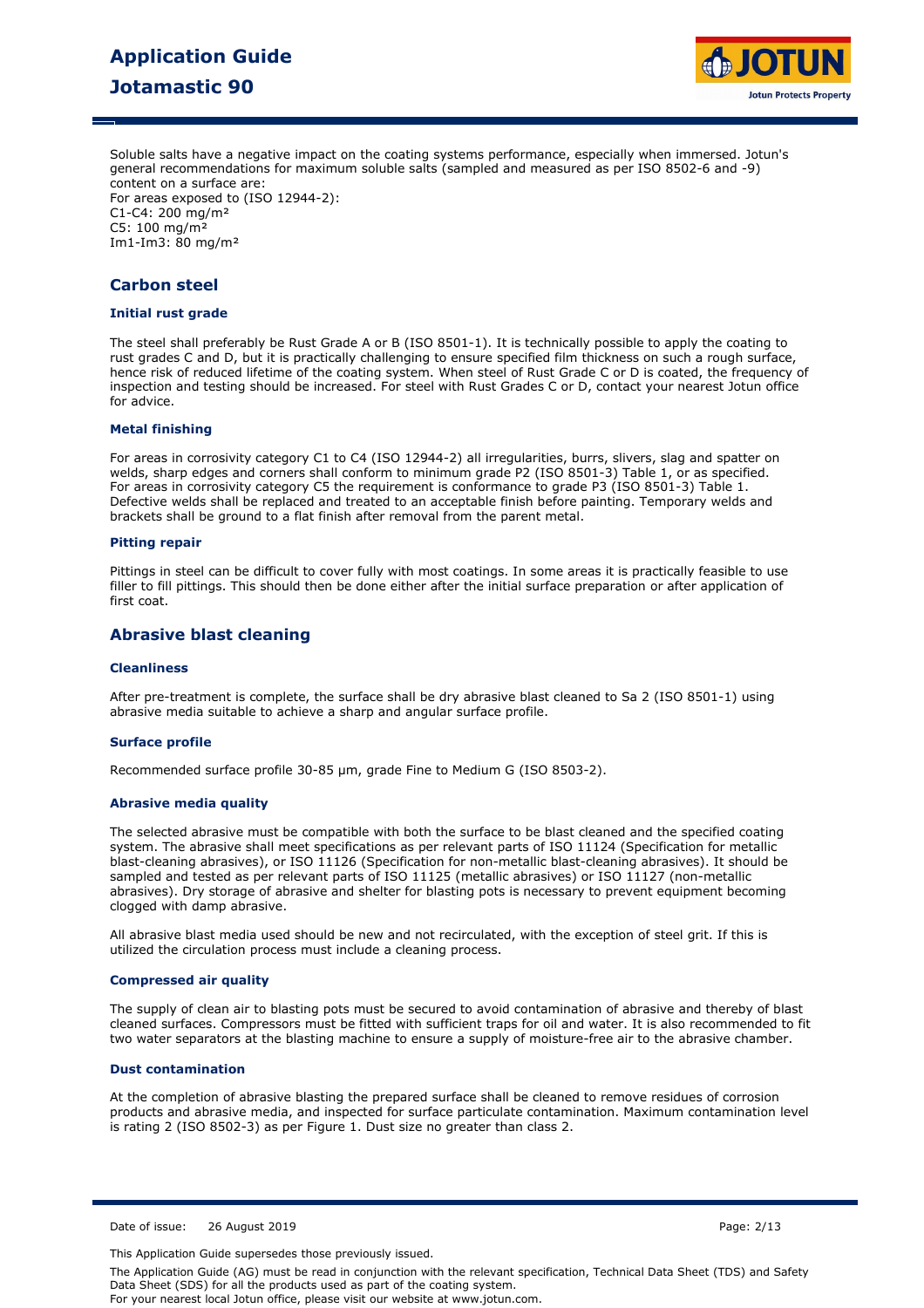Soluble salts have a negative impact on the coating systems performance, especially when immersed. Jotun's general recommendations for maximum soluble salts (sampled and measured as per ISO 8502-6 and -9) content on a surface are:
For areas exposed to (ISO 12944-2):
C1-C4: 200 mg/m²
C5: 100 mg/m²
Im1-Im3: 80 mg/m²

## Carbon steel

### Initial rust grade

The steel shall preferably be Rust Grade A or B (ISO 8501-1). It is technically possible to apply the coating to rust grades C and D, but it is practically challenging to ensure specified film thickness on such a rough surface, hence risk of reduced lifetime of the coating system. When steel of Rust Grade C or D is coated, the frequency of inspection and testing should be increased. For steel with Rust Grades C or D, contact your nearest Jotun office for advice.

### Metal finishing

For areas in corrosivity category C1 to C4 (ISO 12944-2) all irregularities, burrs, slivers, slag and spatter on welds, sharp edges and corners shall conform to minimum grade P2 (ISO 8501-3) Table 1, or as specified. For areas in corrosivity category C5 the requirement is conformance to grade P3 (ISO 8501-3) Table 1. Defective welds shall be replaced and treated to an acceptable finish before painting. Temporary welds and brackets shall be ground to a flat finish after removal from the parent metal.

### Pitting repair

Pittings in steel can be difficult to cover fully with most coatings. In some areas it is practically feasible to use filler to fill pittings. This should then be done either after the initial surface preparation or after application of first coat.

## Abrasive blast cleaning

### Cleanliness

After pre-treatment is complete, the surface shall be dry abrasive blast cleaned to Sa 2 (ISO 8501-1) using abrasive media suitable to achieve a sharp and angular surface profile.

### Surface profile

Recommended surface profile 30-85 µm, grade Fine to Medium G (ISO 8503-2).

### Abrasive media quality

The selected abrasive must be compatible with both the surface to be blast cleaned and the specified coating system. The abrasive shall meet specifications as per relevant parts of ISO 11124 (Specification for metallic blast-cleaning abrasives), or ISO 11126 (Specification for non-metallic blast-cleaning abrasives). It should be sampled and tested as per relevant parts of ISO 11125 (metallic abrasives) or ISO 11127 (non-metallic abrasives). Dry storage of abrasive and shelter for blasting pots is necessary to prevent equipment becoming clogged with damp abrasive.

All abrasive blast media used should be new and not recirculated, with the exception of steel grit. If this is utilized the circulation process must include a cleaning process.

### Compressed air quality

The supply of clean air to blasting pots must be secured to avoid contamination of abrasive and thereby of blast cleaned surfaces. Compressors must be fitted with sufficient traps for oil and water. It is also recommended to fit two water separators at the blasting machine to ensure a supply of moisture-free air to the abrasive chamber.

### Dust contamination

At the completion of abrasive blasting the prepared surface shall be cleaned to remove residues of corrosion products and abrasive media, and inspected for surface particulate contamination. Maximum contamination level is rating 2 (ISO 8502-3) as per Figure 1. Dust size no greater than class 2.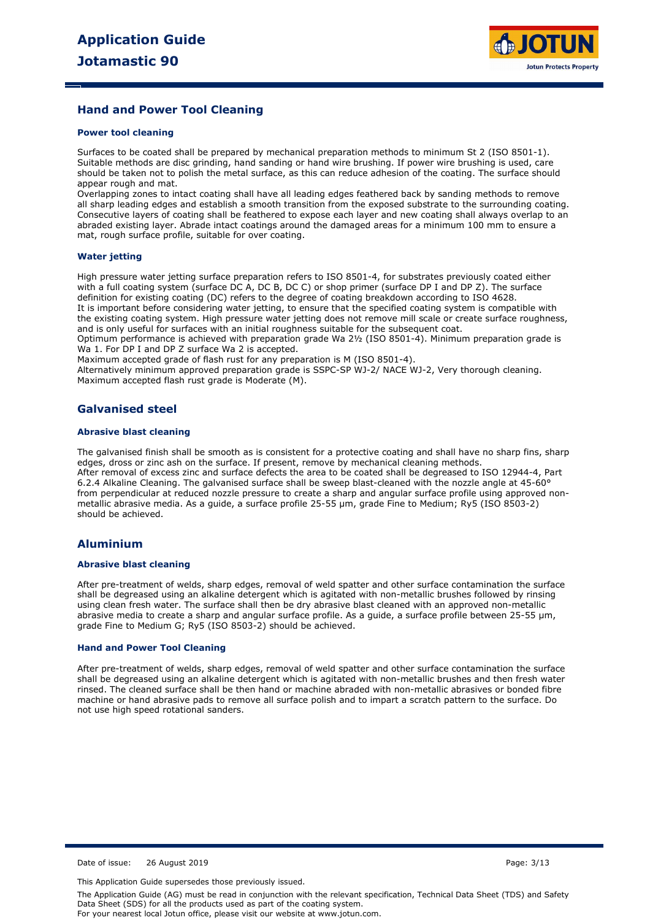## Hand and Power Tool Cleaning

### Power tool cleaning

Surfaces to be coated shall be prepared by mechanical preparation methods to minimum St 2 (ISO 8501-1). Suitable methods are disc grinding, hand sanding or hand wire brushing. If power wire brushing is used, care should be taken not to polish the metal surface, as this can reduce adhesion of the coating. The surface should appear rough and mat.
Overlapping zones to intact coating shall have all leading edges feathered back by sanding methods to remove all sharp leading edges and establish a smooth transition from the exposed substrate to the surrounding coating. Consecutive layers of coating shall be feathered to expose each layer and new coating shall always overlap to an abraded existing layer. Abrade intact coatings around the damaged areas for a minimum 100 mm to ensure a mat, rough surface profile, suitable for over coating.

### Water jetting

High pressure water jetting surface preparation refers to ISO 8501-4, for substrates previously coated either with a full coating system (surface DC A, DC B, DC C) or shop primer (surface DP I and DP Z). The surface definition for existing coating (DC) refers to the degree of coating breakdown according to ISO 4628.
It is important before considering water jetting, to ensure that the specified coating system is compatible with the existing coating system. High pressure water jetting does not remove mill scale or create surface roughness, and is only useful for surfaces with an initial roughness suitable for the subsequent coat.
Optimum performance is achieved with preparation grade Wa 2½ (ISO 8501-4). Minimum preparation grade is Wa 1. For DP I and DP Z surface Wa 2 is accepted.
Maximum accepted grade of flash rust for any preparation is M (ISO 8501-4).
Alternatively minimum approved preparation grade is SSPC-SP WJ-2/ NACE WJ-2, Very thorough cleaning. Maximum accepted flash rust grade is Moderate (M).

## Galvanised steel

### Abrasive blast cleaning

The galvanised finish shall be smooth as is consistent for a protective coating and shall have no sharp fins, sharp edges, dross or zinc ash on the surface. If present, remove by mechanical cleaning methods.
After removal of excess zinc and surface defects the area to be coated shall be degreased to ISO 12944-4, Part 6.2.4 Alkaline Cleaning. The galvanised surface shall be sweep blast-cleaned with the nozzle angle at 45-60° from perpendicular at reduced nozzle pressure to create a sharp and angular surface profile using approved non-metallic abrasive media. As a guide, a surface profile 25-55 µm, grade Fine to Medium; Ry5 (ISO 8503-2) should be achieved.

## Aluminium

### Abrasive blast cleaning

After pre-treatment of welds, sharp edges, removal of weld spatter and other surface contamination the surface shall be degreased using an alkaline detergent which is agitated with non-metallic brushes followed by rinsing using clean fresh water. The surface shall then be dry abrasive blast cleaned with an approved non-metallic abrasive media to create a sharp and angular surface profile. As a guide, a surface profile between 25-55 µm, grade Fine to Medium G; Ry5 (ISO 8503-2) should be achieved.

### Hand and Power Tool Cleaning

After pre-treatment of welds, sharp edges, removal of weld spatter and other surface contamination the surface shall be degreased using an alkaline detergent which is agitated with non-metallic brushes and then fresh water rinsed. The cleaned surface shall be then hand or machine abraded with non-metallic abrasives or bonded fibre machine or hand abrasive pads to remove all surface polish and to impart a scratch pattern to the surface. Do not use high speed rotational sanders.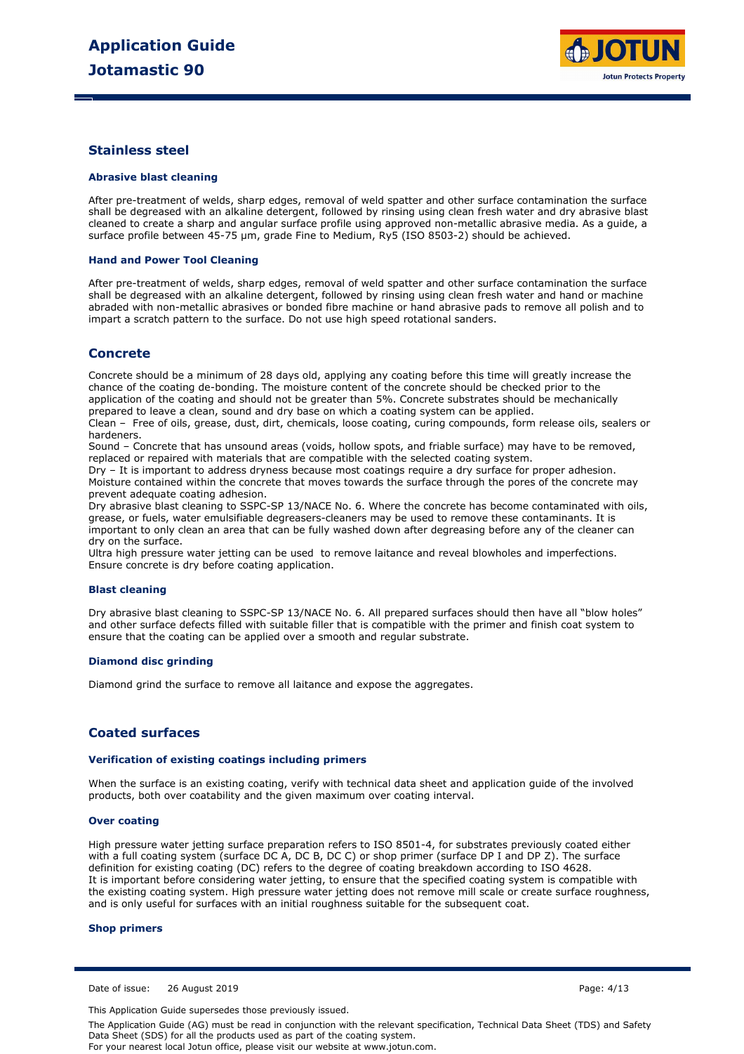## Stainless steel

### Abrasive blast cleaning

After pre-treatment of welds, sharp edges, removal of weld spatter and other surface contamination the surface shall be degreased with an alkaline detergent, followed by rinsing using clean fresh water and dry abrasive blast cleaned to create a sharp and angular surface profile using approved non-metallic abrasive media. As a guide, a surface profile between 45-75 µm, grade Fine to Medium, Ry5 (ISO 8503-2) should be achieved.

### Hand and Power Tool Cleaning

After pre-treatment of welds, sharp edges, removal of weld spatter and other surface contamination the surface shall be degreased with an alkaline detergent, followed by rinsing using clean fresh water and hand or machine abraded with non-metallic abrasives or bonded fibre machine or hand abrasive pads to remove all polish and to impart a scratch pattern to the surface. Do not use high speed rotational sanders.

## Concrete

Concrete should be a minimum of 28 days old, applying any coating before this time will greatly increase the chance of the coating de-bonding. The moisture content of the concrete should be checked prior to the application of the coating and should not be greater than 5%. Concrete substrates should be mechanically prepared to leave a clean, sound and dry base on which a coating system can be applied.
Clean – Free of oils, grease, dust, dirt, chemicals, loose coating, curing compounds, form release oils, sealers or hardeners.
Sound – Concrete that has unsound areas (voids, hollow spots, and friable surface) may have to be removed, replaced or repaired with materials that are compatible with the selected coating system.
Dry – It is important to address dryness because most coatings require a dry surface for proper adhesion. Moisture contained within the concrete that moves towards the surface through the pores of the concrete may prevent adequate coating adhesion.
Dry abrasive blast cleaning to SSPC-SP 13/NACE No. 6. Where the concrete has become contaminated with oils, grease, or fuels, water emulsifiable degreasers-cleaners may be used to remove these contaminants. It is important to only clean an area that can be fully washed down after degreasing before any of the cleaner can dry on the surface.
Ultra high pressure water jetting can be used to remove laitance and reveal blowholes and imperfections. Ensure concrete is dry before coating application.

### Blast cleaning

Dry abrasive blast cleaning to SSPC-SP 13/NACE No. 6. All prepared surfaces should then have all "blow holes" and other surface defects filled with suitable filler that is compatible with the primer and finish coat system to ensure that the coating can be applied over a smooth and regular substrate.

### Diamond disc grinding

Diamond grind the surface to remove all laitance and expose the aggregates.

## Coated surfaces

### Verification of existing coatings including primers

When the surface is an existing coating, verify with technical data sheet and application guide of the involved products, both over coatability and the given maximum over coating interval.

### Over coating

High pressure water jetting surface preparation refers to ISO 8501-4, for substrates previously coated either with a full coating system (surface DC A, DC B, DC C) or shop primer (surface DP I and DP Z). The surface definition for existing coating (DC) refers to the degree of coating breakdown according to ISO 4628.
It is important before considering water jetting, to ensure that the specified coating system is compatible with the existing coating system. High pressure water jetting does not remove mill scale or create surface roughness, and is only useful for surfaces with an initial roughness suitable for the subsequent coat.

### Shop primers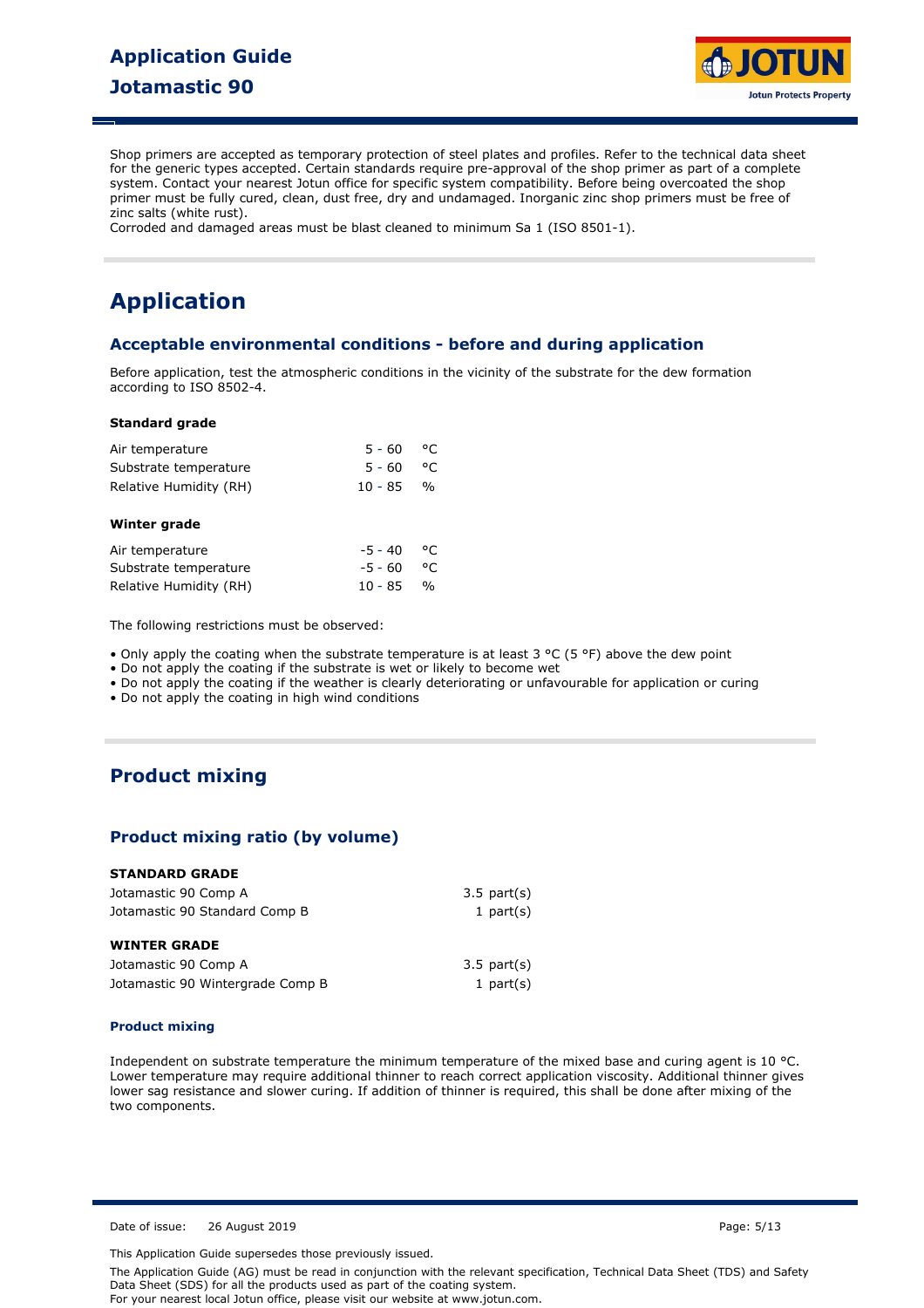Shop primers are accepted as temporary protection of steel plates and profiles. Refer to the technical data sheet for the generic types accepted. Certain standards require pre-approval of the shop primer as part of a complete system. Contact your nearest Jotun office for specific system compatibility. Before being overcoated the shop primer must be fully cured, clean, dust free, dry and undamaged. Inorganic zinc shop primers must be free of zinc salts (white rust).
Corroded and damaged areas must be blast cleaned to minimum Sa 1 (ISO 8501-1).

# Application

## Acceptable environmental conditions - before and during application

Before application, test the atmospheric conditions in the vicinity of the substrate for the dew formation according to ISO 8502-4.

**Standard grade**

| | | |
|---|---|---|
| Air temperature | 5 - 60 | °C |
| Substrate temperature | 5 - 60 | °C |
| Relative Humidity (RH) | 10 - 85 | % |

**Winter grade**

| | | |
|---|---|---|
| Air temperature | -5 - 40 | °C |
| Substrate temperature | -5 - 60 | °C |
| Relative Humidity (RH) | 10 - 85 | % |

The following restrictions must be observed:

- Only apply the coating when the substrate temperature is at least 3 °C (5 °F) above the dew point
- Do not apply the coating if the substrate is wet or likely to become wet
- Do not apply the coating if the weather is clearly deteriorating or unfavourable for application or curing
- Do not apply the coating in high wind conditions

## Product mixing

### Product mixing ratio (by volume)

**STANDARD GRADE**

| | |
|---|---|
| Jotamastic 90 Comp A | 3.5 part(s) |
| Jotamastic 90 Standard Comp B | 1 part(s) |

**WINTER GRADE**

| | |
|---|---|
| Jotamastic 90 Comp A | 3.5 part(s) |
| Jotamastic 90 Wintergrade Comp B | 1 part(s) |

#### Product mixing

Independent on substrate temperature the minimum temperature of the mixed base and curing agent is 10 °C. Lower temperature may require additional thinner to reach correct application viscosity. Additional thinner gives lower sag resistance and slower curing. If addition of thinner is required, this shall be done after mixing of the two components.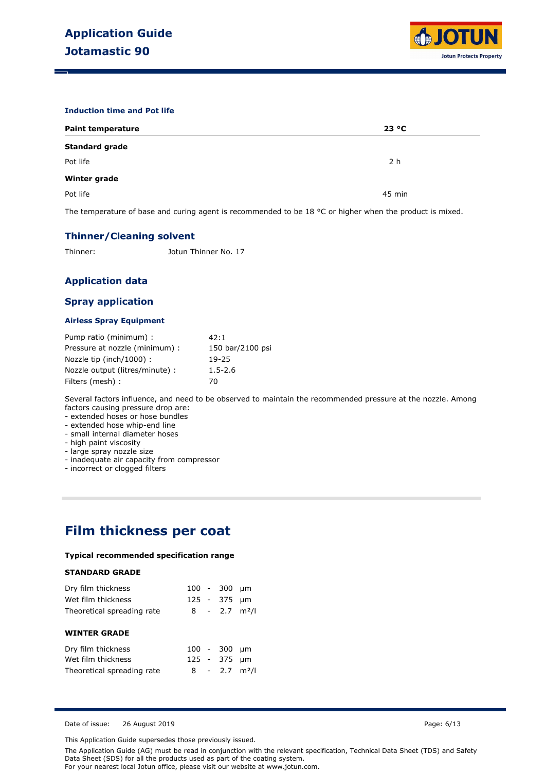#### Induction time and Pot life

| Paint temperature | 23 °C |
|---|---|
| **Standard grade** | |
| Pot life | 2 h |
| **Winter grade** | |
| Pot life | 45 min |

The temperature of base and curing agent is recommended to be 18 °C or higher when the product is mixed.

### Thinner/Cleaning solvent

Thinner: Jotun Thinner No. 17

### Application data

### Spray application

#### Airless Spray Equipment

| | |
|---|---|
| Pump ratio (minimum) : | 42:1 |
| Pressure at nozzle (minimum) : | 150 bar/2100 psi |
| Nozzle tip (inch/1000) : | 19-25 |
| Nozzle output (litres/minute) : | 1.5-2.6 |
| Filters (mesh) : | 70 |

Several factors influence, and need to be observed to maintain the recommended pressure at the nozzle. Among factors causing pressure drop are:
- extended hoses or hose bundles
- extended hose whip-end line
- small internal diameter hoses
- high paint viscosity
- large spray nozzle size
- inadequate air capacity from compressor
- incorrect or clogged filters

## Film thickness per coat

**Typical recommended specification range**

**STANDARD GRADE**

| | | |
|---|---|---|
| Dry film thickness | 100 - 300 | μm |
| Wet film thickness | 125 - 375 | μm |
| Theoretical spreading rate | 8 - 2.7 | m²/l |

**WINTER GRADE**

| | | |
|---|---|---|
| Dry film thickness | 100 - 300 | μm |
| Wet film thickness | 125 - 375 | μm |
| Theoretical spreading rate | 8 - 2.7 | m²/l |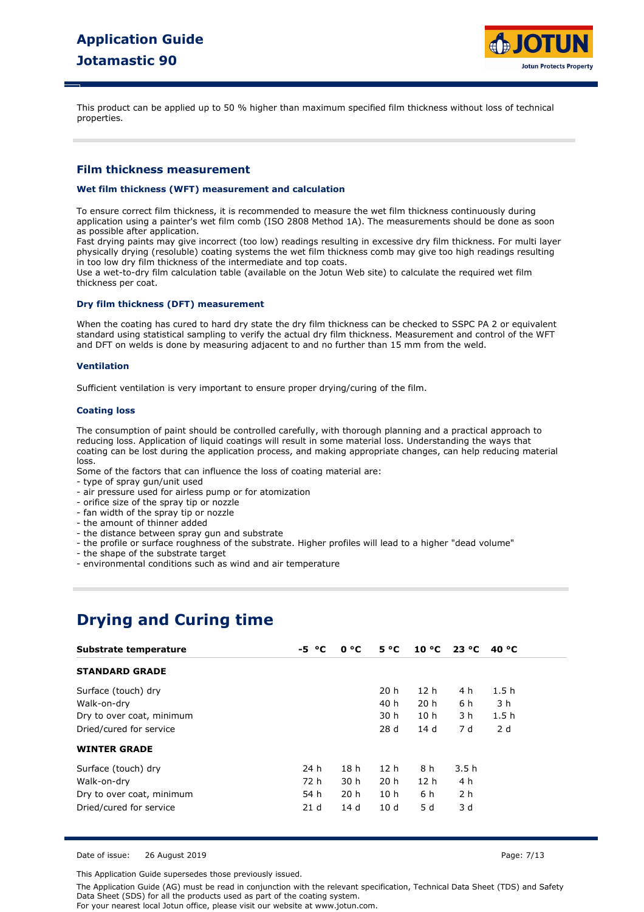This product can be applied up to 50 % higher than maximum specified film thickness without loss of technical properties.

## Film thickness measurement

### Wet film thickness (WFT) measurement and calculation

To ensure correct film thickness, it is recommended to measure the wet film thickness continuously during application using a painter's wet film comb (ISO 2808 Method 1A). The measurements should be done as soon as possible after application.
Fast drying paints may give incorrect (too low) readings resulting in excessive dry film thickness. For multi layer physically drying (resoluble) coating systems the wet film thickness comb may give too high readings resulting in too low dry film thickness of the intermediate and top coats.
Use a wet-to-dry film calculation table (available on the Jotun Web site) to calculate the required wet film thickness per coat.

### Dry film thickness (DFT) measurement

When the coating has cured to hard dry state the dry film thickness can be checked to SSPC PA 2 or equivalent standard using statistical sampling to verify the actual dry film thickness. Measurement and control of the WFT and DFT on welds is done by measuring adjacent to and no further than 15 mm from the weld.

### Ventilation

Sufficient ventilation is very important to ensure proper drying/curing of the film.

### Coating loss

The consumption of paint should be controlled carefully, with thorough planning and a practical approach to reducing loss. Application of liquid coatings will result in some material loss. Understanding the ways that coating can be lost during the application process, and making appropriate changes, can help reducing material loss.
Some of the factors that can influence the loss of coating material are:
- type of spray gun/unit used
- air pressure used for airless pump or for atomization
- orifice size of the spray tip or nozzle
- fan width of the spray tip or nozzle
- the amount of thinner added
- the distance between spray gun and substrate
- the profile or surface roughness of the substrate. Higher profiles will lead to a higher "dead volume"
- the shape of the substrate target
- environmental conditions such as wind and air temperature

# Drying and Curing time

| Substrate temperature | -5 °C | 0 °C | 5 °C | 10 °C | 23 °C | 40 °C |
|---|---|---|---|---|---|---|
| **STANDARD GRADE** | | | | | | |
| Surface (touch) dry | | | 20 h | 12 h | 4 h | 1.5 h |
| Walk-on-dry | | | 40 h | 20 h | 6 h | 3 h |
| Dry to over coat, minimum | | | 30 h | 10 h | 3 h | 1.5 h |
| Dried/cured for service | | | 28 d | 14 d | 7 d | 2 d |
| **WINTER GRADE** | | | | | | |
| Surface (touch) dry | 24 h | 18 h | 12 h | 8 h | 3.5 h | |
| Walk-on-dry | 72 h | 30 h | 20 h | 12 h | 4 h | |
| Dry to over coat, minimum | 54 h | 20 h | 10 h | 6 h | 2 h | |
| Dried/cured for service | 21 d | 14 d | 10 d | 5 d | 3 d | |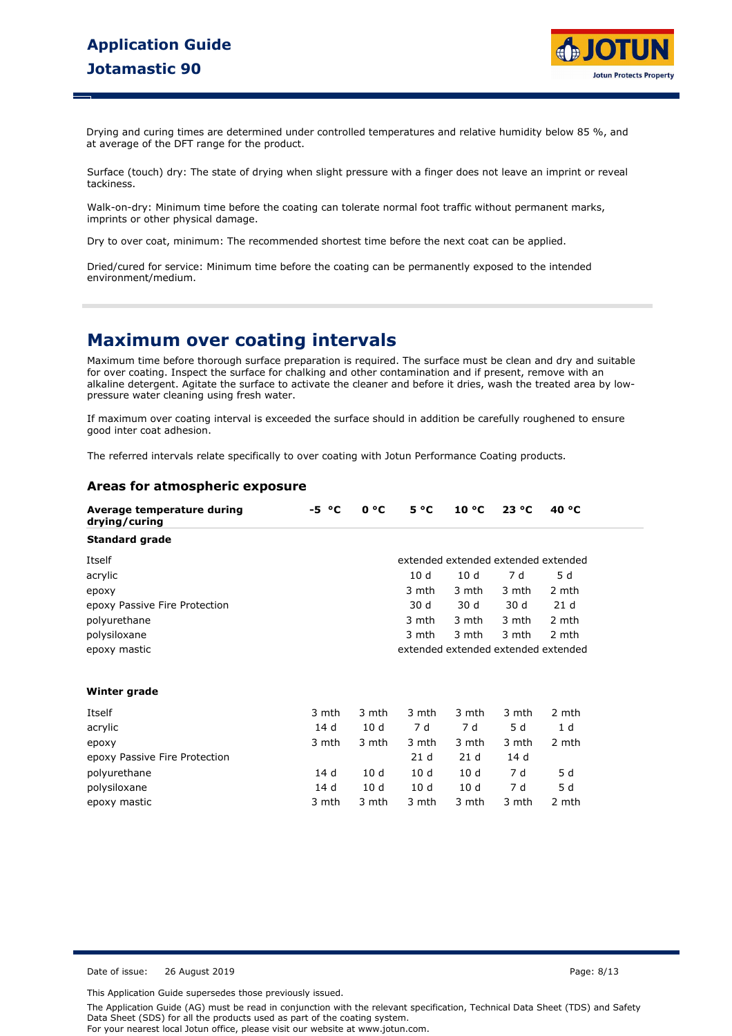Drying and curing times are determined under controlled temperatures and relative humidity below 85 %, and at average of the DFT range for the product.

Surface (touch) dry: The state of drying when slight pressure with a finger does not leave an imprint or reveal tackiness.

Walk-on-dry: Minimum time before the coating can tolerate normal foot traffic without permanent marks, imprints or other physical damage.

Dry to over coat, minimum: The recommended shortest time before the next coat can be applied.

Dried/cured for service: Minimum time before the coating can be permanently exposed to the intended environment/medium.

## Maximum over coating intervals

Maximum time before thorough surface preparation is required. The surface must be clean and dry and suitable for over coating. Inspect the surface for chalking and other contamination and if present, remove with an alkaline detergent. Agitate the surface to activate the cleaner and before it dries, wash the treated area by low-pressure water cleaning using fresh water.

If maximum over coating interval is exceeded the surface should in addition be carefully roughened to ensure good inter coat adhesion.

The referred intervals relate specifically to over coating with Jotun Performance Coating products.

### Areas for atmospheric exposure

| Average temperature during drying/curing | -5 °C | 0 °C | 5 °C | 10 °C | 23 °C | 40 °C |
|---|---|---|---|---|---|---|
| **Standard grade** | | | | | | |
| Itself | | | extended | extended | extended | extended |
| acrylic | | | 10 d | 10 d | 7 d | 5 d |
| epoxy | | | 3 mth | 3 mth | 3 mth | 2 mth |
| epoxy Passive Fire Protection | | | 30 d | 30 d | 30 d | 21 d |
| polyurethane | | | 3 mth | 3 mth | 3 mth | 2 mth |
| polysiloxane | | | 3 mth | 3 mth | 3 mth | 2 mth |
| epoxy mastic | | | extended | extended | extended | extended |
| **Winter grade** | | | | | | |
| Itself | 3 mth | 3 mth | 3 mth | 3 mth | 3 mth | 2 mth |
| acrylic | 14 d | 10 d | 7 d | 7 d | 5 d | 1 d |
| epoxy | 3 mth | 3 mth | 3 mth | 3 mth | 3 mth | 2 mth |
| epoxy Passive Fire Protection | | | 21 d | 21 d | 14 d | |
| polyurethane | 14 d | 10 d | 10 d | 10 d | 7 d | 5 d |
| polysiloxane | 14 d | 10 d | 10 d | 10 d | 7 d | 5 d |
| epoxy mastic | 3 mth | 3 mth | 3 mth | 3 mth | 3 mth | 2 mth |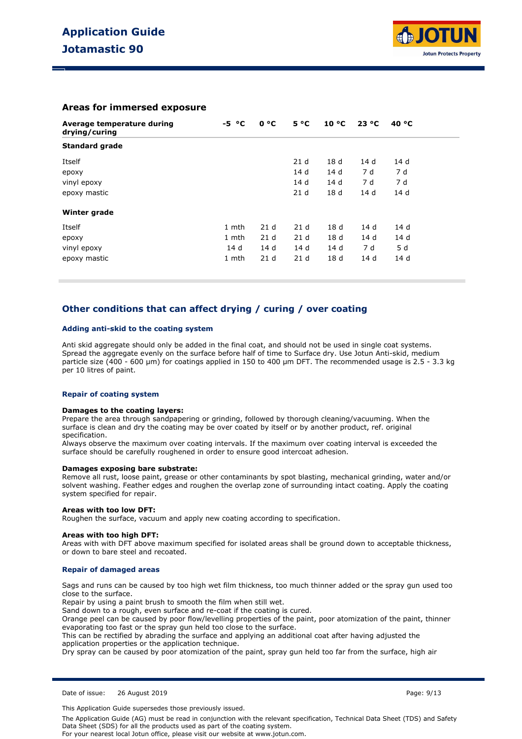## Areas for immersed exposure

| Average temperature during drying/curing | -5 °C | 0 °C | 5 °C | 10 °C | 23 °C | 40 °C |
|---|---|---|---|---|---|---|
| **Standard grade** | | | | | | |
| Itself | | | 21 d | 18 d | 14 d | 14 d |
| epoxy | | | 14 d | 14 d | 7 d | 7 d |
| vinyl epoxy | | | 14 d | 14 d | 7 d | 7 d |
| epoxy mastic | | | 21 d | 18 d | 14 d | 14 d |
| **Winter grade** | | | | | | |
| Itself | 1 mth | 21 d | 21 d | 18 d | 14 d | 14 d |
| epoxy | 1 mth | 21 d | 21 d | 18 d | 14 d | 14 d |
| vinyl epoxy | 14 d | 14 d | 14 d | 14 d | 7 d | 5 d |
| epoxy mastic | 1 mth | 21 d | 21 d | 18 d | 14 d | 14 d |

## Other conditions that can affect drying / curing / over coating

### Adding anti-skid to the coating system

Anti skid aggregate should only be added in the final coat, and should not be used in single coat systems. Spread the aggregate evenly on the surface before half of time to Surface dry. Use Jotun Anti-skid, medium particle size (400 - 600 µm) for coatings applied in 150 to 400 µm DFT. The recommended usage is 2.5 - 3.3 kg per 10 litres of paint.

### Repair of coating system

**Damages to the coating layers:**
Prepare the area through sandpapering or grinding, followed by thorough cleaning/vacuuming. When the surface is clean and dry the coating may be over coated by itself or by another product, ref. original specification.
Always observe the maximum over coating intervals. If the maximum over coating interval is exceeded the surface should be carefully roughened in order to ensure good intercoat adhesion.

**Damages exposing bare substrate:**
Remove all rust, loose paint, grease or other contaminants by spot blasting, mechanical grinding, water and/or solvent washing. Feather edges and roughen the overlap zone of surrounding intact coating. Apply the coating system specified for repair.

**Areas with too low DFT:**
Roughen the surface, vacuum and apply new coating according to specification.

**Areas with too high DFT:**
Areas with with DFT above maximum specified for isolated areas shall be ground down to acceptable thickness, or down to bare steel and recoated.

### Repair of damaged areas

Sags and runs can be caused by too high wet film thickness, too much thinner added or the spray gun used too close to the surface.
Repair by using a paint brush to smooth the film when still wet.
Sand down to a rough, even surface and re-coat if the coating is cured.
Orange peel can be caused by poor flow/levelling properties of the paint, poor atomization of the paint, thinner evaporating too fast or the spray gun held too close to the surface.
This can be rectified by abrading the surface and applying an additional coat after having adjusted the application properties or the application technique.
Dry spray can be caused by poor atomization of the paint, spray gun held too far from the surface, high air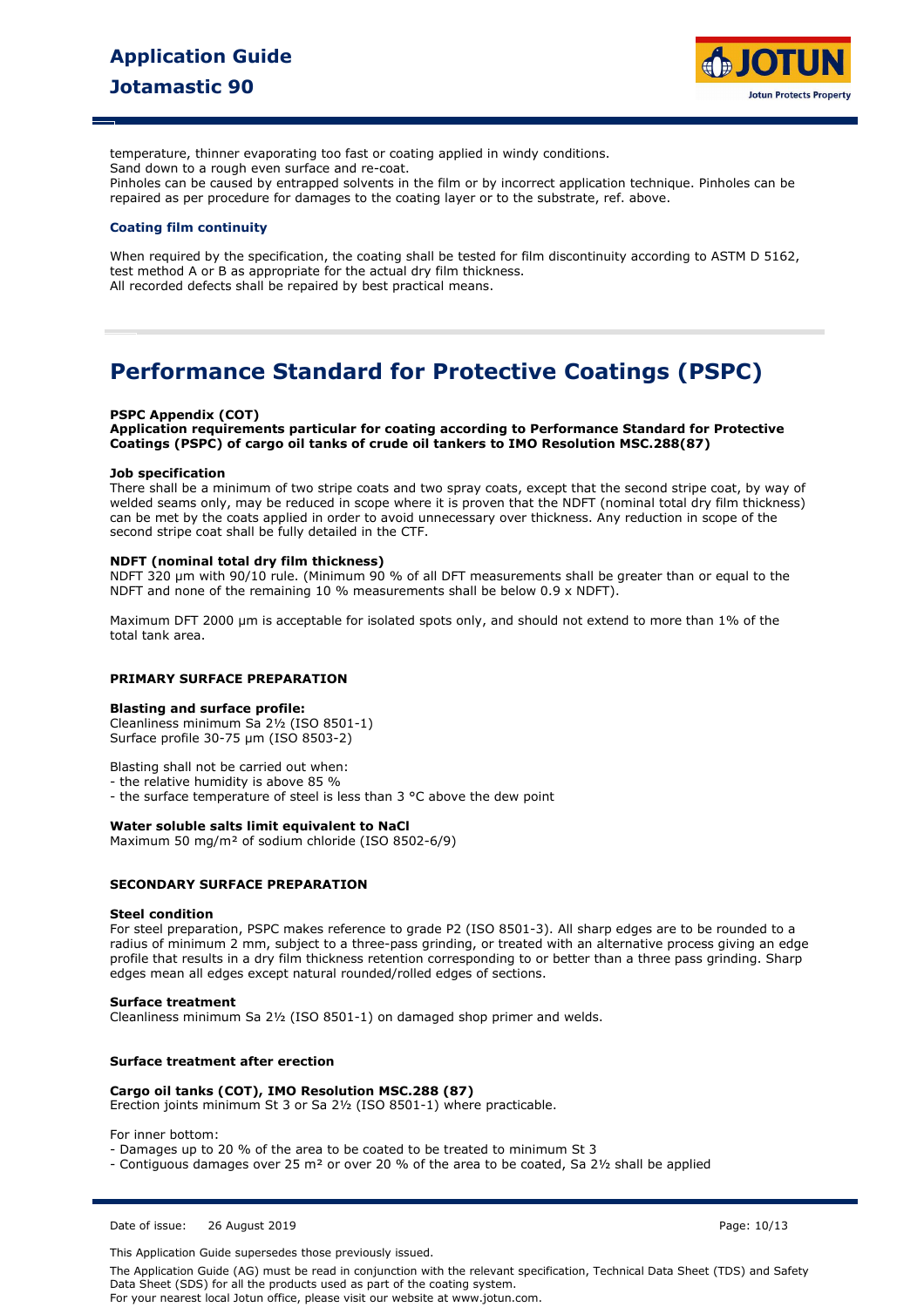temperature, thinner evaporating too fast or coating applied in windy conditions.
Sand down to a rough even surface and re-coat.
Pinholes can be caused by entrapped solvents in the film or by incorrect application technique. Pinholes can be repaired as per procedure for damages to the coating layer or to the substrate, ref. above.

### Coating film continuity

When required by the specification, the coating shall be tested for film discontinuity according to ASTM D 5162, test method A or B as appropriate for the actual dry film thickness.
All recorded defects shall be repaired by best practical means.

# Performance Standard for Protective Coatings (PSPC)

**PSPC Appendix (COT)**
**Application requirements particular for coating according to Performance Standard for Protective Coatings (PSPC) of cargo oil tanks of crude oil tankers to IMO Resolution MSC.288(87)**

**Job specification**
There shall be a minimum of two stripe coats and two spray coats, except that the second stripe coat, by way of welded seams only, may be reduced in scope where it is proven that the NDFT (nominal total dry film thickness) can be met by the coats applied in order to avoid unnecessary over thickness. Any reduction in scope of the second stripe coat shall be fully detailed in the CTF.

**NDFT (nominal total dry film thickness)**
NDFT 320 µm with 90/10 rule. (Minimum 90 % of all DFT measurements shall be greater than or equal to the NDFT and none of the remaining 10 % measurements shall be below 0.9 x NDFT).

Maximum DFT 2000 µm is acceptable for isolated spots only, and should not extend to more than 1% of the total tank area.

**PRIMARY SURFACE PREPARATION**

**Blasting and surface profile:**
Cleanliness minimum Sa 2½ (ISO 8501-1)
Surface profile 30-75 µm (ISO 8503-2)

Blasting shall not be carried out when:
- the relative humidity is above 85 %
- the surface temperature of steel is less than 3 °C above the dew point

**Water soluble salts limit equivalent to NaCl**
Maximum 50 mg/m² of sodium chloride (ISO 8502-6/9)

**SECONDARY SURFACE PREPARATION**

**Steel condition**
For steel preparation, PSPC makes reference to grade P2 (ISO 8501-3). All sharp edges are to be rounded to a radius of minimum 2 mm, subject to a three-pass grinding, or treated with an alternative process giving an edge profile that results in a dry film thickness retention corresponding to or better than a three pass grinding. Sharp edges mean all edges except natural rounded/rolled edges of sections.

**Surface treatment**
Cleanliness minimum Sa 2½ (ISO 8501-1) on damaged shop primer and welds.

**Surface treatment after erection**

**Cargo oil tanks (COT), IMO Resolution MSC.288 (87)**
Erection joints minimum St 3 or Sa 2½ (ISO 8501-1) where practicable.

For inner bottom:
- Damages up to 20 % of the area to be coated to be treated to minimum St 3
- Contiguous damages over 25 m² or over 20 % of the area to be coated, Sa 2½ shall be applied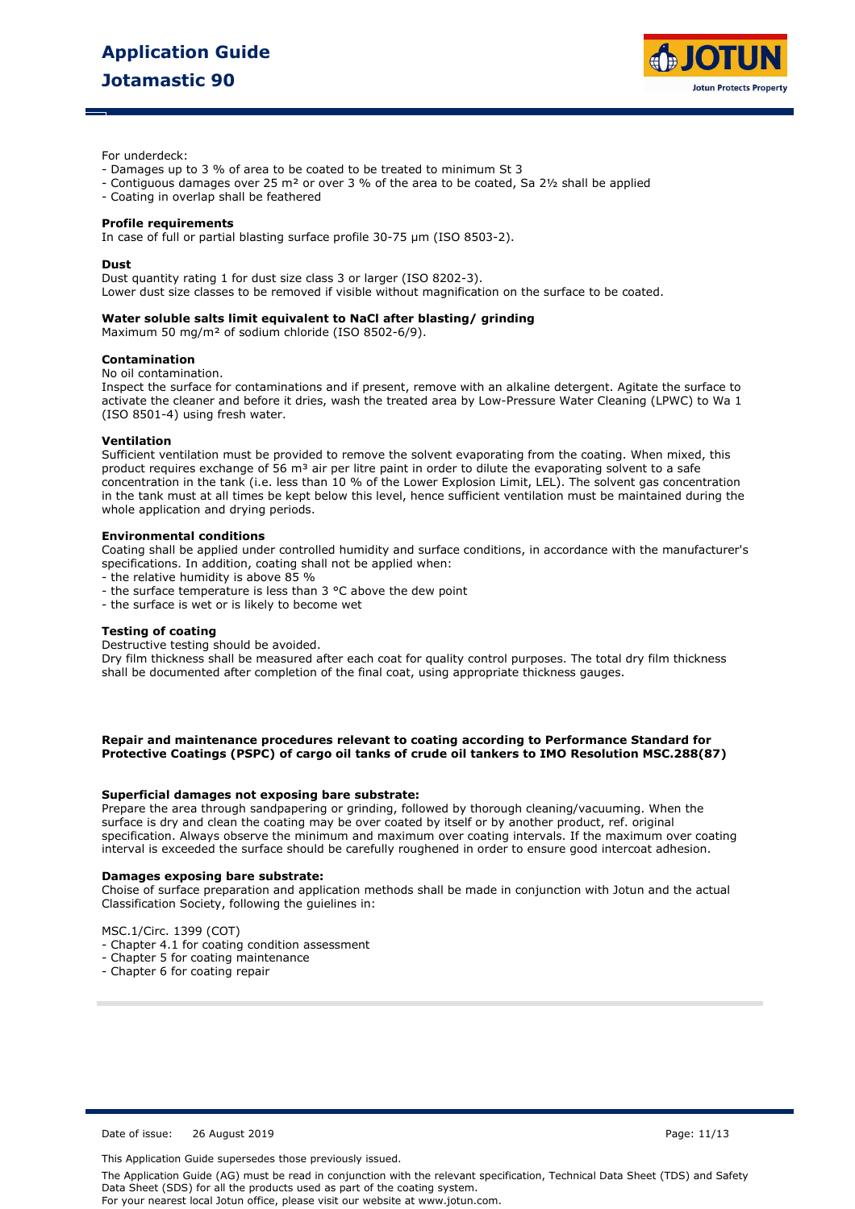For underdeck:

- Damages up to 3 % of area to be coated to be treated to minimum St 3
- Contiguous damages over 25 m² or over 3 % of the area to be coated, Sa 2½ shall be applied
- Coating in overlap shall be feathered

**Profile requirements**

In case of full or partial blasting surface profile 30-75 µm (ISO 8503-2).

**Dust**

Dust quantity rating 1 for dust size class 3 or larger (ISO 8202-3).
Lower dust size classes to be removed if visible without magnification on the surface to be coated.

**Water soluble salts limit equivalent to NaCl after blasting/ grinding**

Maximum 50 mg/m² of sodium chloride (ISO 8502-6/9).

**Contamination**

No oil contamination.
Inspect the surface for contaminations and if present, remove with an alkaline detergent. Agitate the surface to activate the cleaner and before it dries, wash the treated area by Low-Pressure Water Cleaning (LPWC) to Wa 1 (ISO 8501-4) using fresh water.

**Ventilation**

Sufficient ventilation must be provided to remove the solvent evaporating from the coating. When mixed, this product requires exchange of 56 m³ air per litre paint in order to dilute the evaporating solvent to a safe concentration in the tank (i.e. less than 10 % of the Lower Explosion Limit, LEL). The solvent gas concentration in the tank must at all times be kept below this level, hence sufficient ventilation must be maintained during the whole application and drying periods.

**Environmental conditions**

Coating shall be applied under controlled humidity and surface conditions, in accordance with the manufacturer's specifications. In addition, coating shall not be applied when:

- the relative humidity is above 85 %
- the surface temperature is less than 3 °C above the dew point
- the surface is wet or is likely to become wet

**Testing of coating**

Destructive testing should be avoided.
Dry film thickness shall be measured after each coat for quality control purposes. The total dry film thickness shall be documented after completion of the final coat, using appropriate thickness gauges.

**Repair and maintenance procedures relevant to coating according to Performance Standard for Protective Coatings (PSPC) of cargo oil tanks of crude oil tankers to IMO Resolution MSC.288(87)**

**Superficial damages not exposing bare substrate:**

Prepare the area through sandpapering or grinding, followed by thorough cleaning/vacuuming. When the surface is dry and clean the coating may be over coated by itself or by another product, ref. original specification. Always observe the minimum and maximum over coating intervals. If the maximum over coating interval is exceeded the surface should be carefully roughened in order to ensure good intercoat adhesion.

**Damages exposing bare substrate:**

Choise of surface preparation and application methods shall be made in conjunction with Jotun and the actual Classification Society, following the guielines in:

MSC.1/Circ. 1399 (COT)

- Chapter 4.1 for coating condition assessment
- Chapter 5 for coating maintenance
- Chapter 6 for coating repair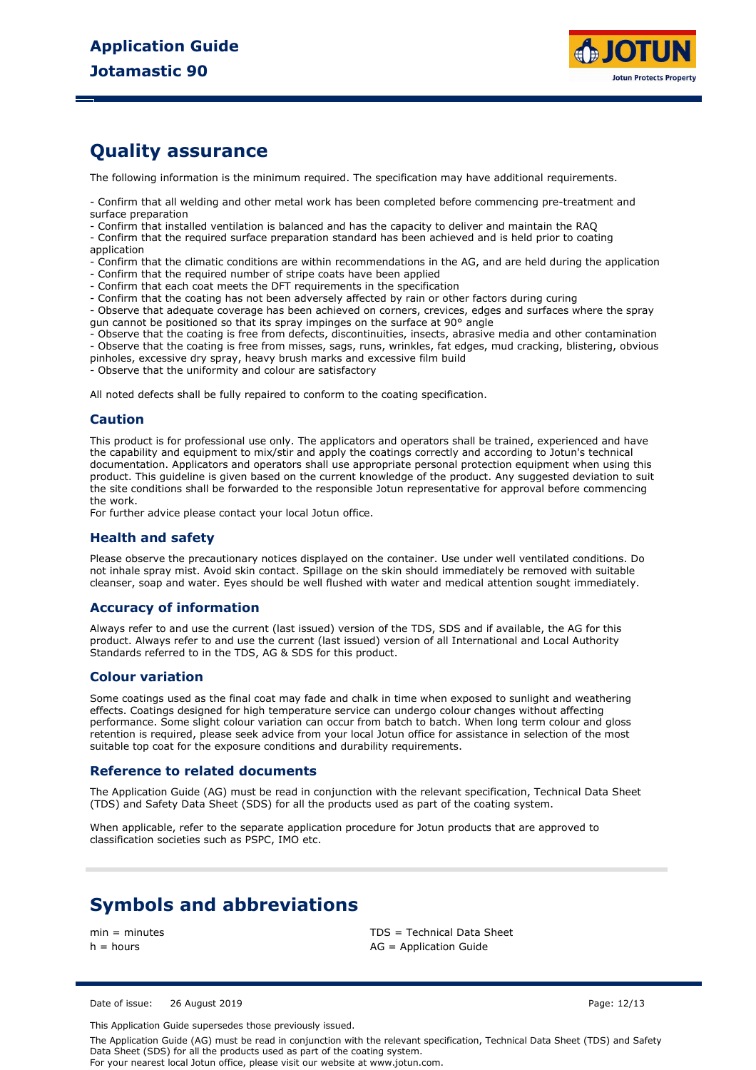# Quality assurance

The following information is the minimum required. The specification may have additional requirements.

- Confirm that all welding and other metal work has been completed before commencing pre-treatment and surface preparation
- Confirm that installed ventilation is balanced and has the capacity to deliver and maintain the RAQ
- Confirm that the required surface preparation standard has been achieved and is held prior to coating application
- Confirm that the climatic conditions are within recommendations in the AG, and are held during the application
- Confirm that the required number of stripe coats have been applied
- Confirm that each coat meets the DFT requirements in the specification
- Confirm that the coating has not been adversely affected by rain or other factors during curing
- Observe that adequate coverage has been achieved on corners, crevices, edges and surfaces where the spray gun cannot be positioned so that its spray impinges on the surface at 90° angle
- Observe that the coating is free from defects, discontinuities, insects, abrasive media and other contamination
- Observe that the coating is free from misses, sags, runs, wrinkles, fat edges, mud cracking, blistering, obvious pinholes, excessive dry spray, heavy brush marks and excessive film build
- Observe that the uniformity and colour are satisfactory

All noted defects shall be fully repaired to conform to the coating specification.

## Caution

This product is for professional use only. The applicators and operators shall be trained, experienced and have the capability and equipment to mix/stir and apply the coatings correctly and according to Jotun's technical documentation. Applicators and operators shall use appropriate personal protection equipment when using this product. This guideline is given based on the current knowledge of the product. Any suggested deviation to suit the site conditions shall be forwarded to the responsible Jotun representative for approval before commencing the work.
For further advice please contact your local Jotun office.

## Health and safety

Please observe the precautionary notices displayed on the container. Use under well ventilated conditions. Do not inhale spray mist. Avoid skin contact. Spillage on the skin should immediately be removed with suitable cleanser, soap and water. Eyes should be well flushed with water and medical attention sought immediately.

## Accuracy of information

Always refer to and use the current (last issued) version of the TDS, SDS and if available, the AG for this product. Always refer to and use the current (last issued) version of all International and Local Authority Standards referred to in the TDS, AG & SDS for this product.

## Colour variation

Some coatings used as the final coat may fade and chalk in time when exposed to sunlight and weathering effects. Coatings designed for high temperature service can undergo colour changes without affecting performance. Some slight colour variation can occur from batch to batch. When long term colour and gloss retention is required, please seek advice from your local Jotun office for assistance in selection of the most suitable top coat for the exposure conditions and durability requirements.

## Reference to related documents

The Application Guide (AG) must be read in conjunction with the relevant specification, Technical Data Sheet (TDS) and Safety Data Sheet (SDS) for all the products used as part of the coating system.

When applicable, refer to the separate application procedure for Jotun products that are approved to classification societies such as PSPC, IMO etc.

# Symbols and abbreviations

min = minutes
h = hours
TDS = Technical Data Sheet
AG = Application Guide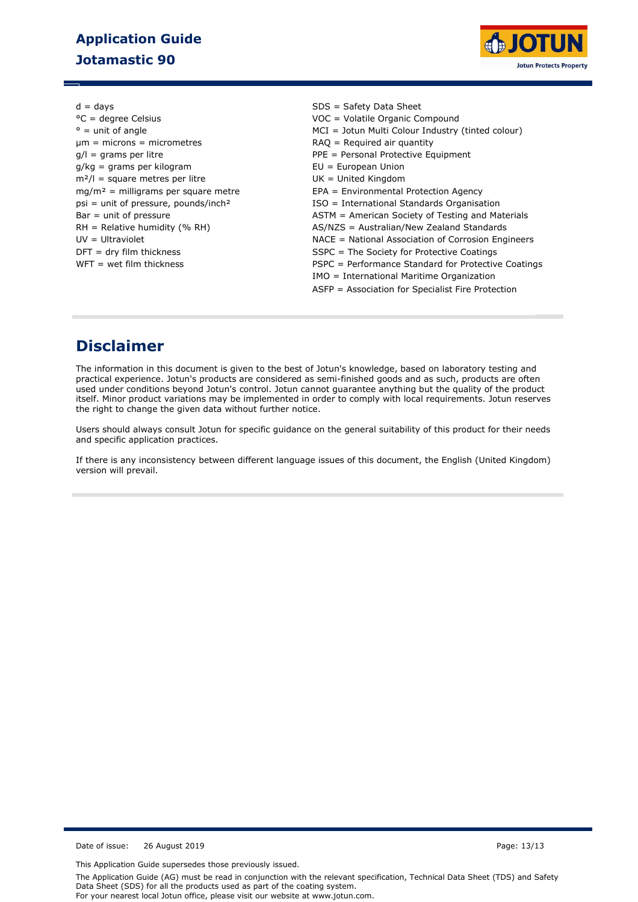d = days
°C = degree Celsius
° = unit of angle
μm = microns = micrometres
g/l = grams per litre
g/kg = grams per kilogram
$m^2$/l = square metres per litre
mg/$m^2$ = milligrams per square metre
psi = unit of pressure, pounds/$inch^2$
Bar = unit of pressure
RH = Relative humidity (% RH)
UV = Ultraviolet
DFT = dry film thickness
WFT = wet film thickness

SDS = Safety Data Sheet
VOC = Volatile Organic Compound
MCI = Jotun Multi Colour Industry (tinted colour)
RAQ = Required air quantity
PPE = Personal Protective Equipment
EU = European Union
UK = United Kingdom
EPA = Environmental Protection Agency
ISO = International Standards Organisation
ASTM = American Society of Testing and Materials
AS/NZS = Australian/New Zealand Standards
NACE = National Association of Corrosion Engineers
SSPC = The Society for Protective Coatings
PSPC = Performance Standard for Protective Coatings
IMO = International Maritime Organization
ASFP = Association for Specialist Fire Protection

## Disclaimer

The information in this document is given to the best of Jotun's knowledge, based on laboratory testing and practical experience. Jotun's products are considered as semi-finished goods and as such, products are often used under conditions beyond Jotun's control. Jotun cannot guarantee anything but the quality of the product itself. Minor product variations may be implemented in order to comply with local requirements. Jotun reserves the right to change the given data without further notice.

Users should always consult Jotun for specific guidance on the general suitability of this product for their needs and specific application practices.

If there is any inconsistency between different language issues of this document, the English (United Kingdom) version will prevail.